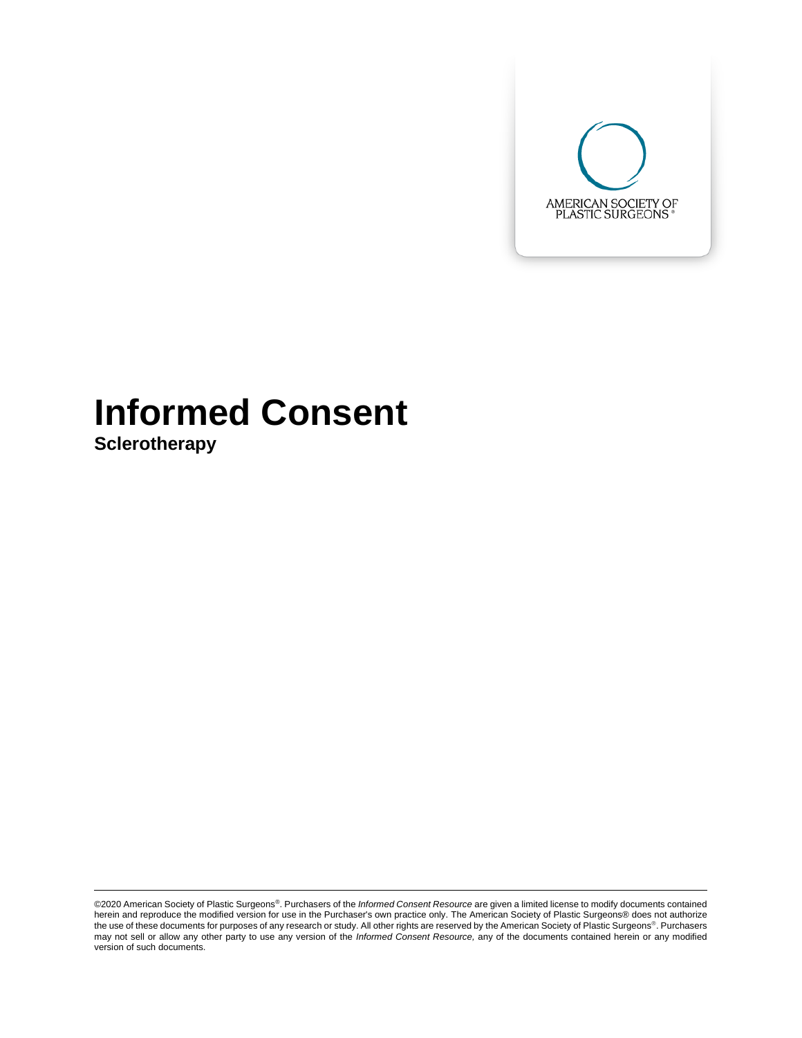AMERICAN SOCIETY OF PLASTIC SURGEONS®

# Informed Consent

## Sclerotherapy

©2020 American Society of Plastic Surgeons®. Purchasers of the *Informed Consent Resource* are given a limited license to modify documents contained herein and reproduce the modified version for use in the Purchaser's own practice only. The American Society of Plastic Surgeons® does not authorize the use of these documents for purposes of any research or study. All other rights are reserved by the American Society of Plastic Surgeons®. Purchasers may not sell or allow any other party to use any version of the *Informed Consent Resource,* any of the documents contained herein or any modified version of such documents.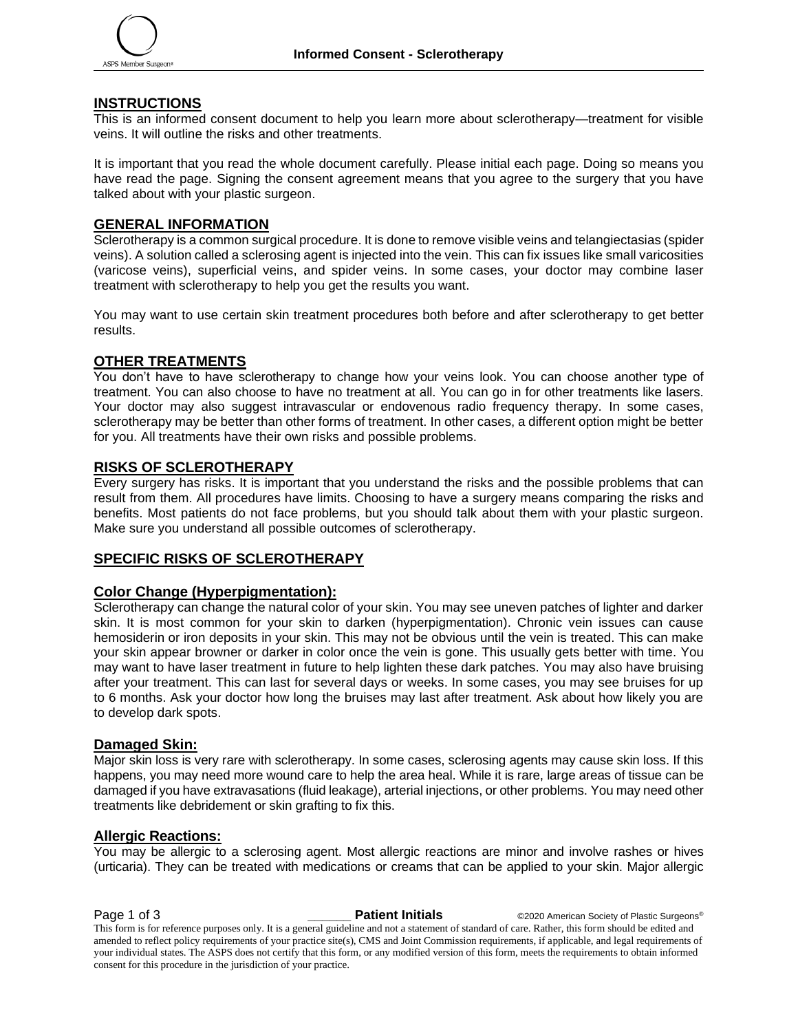## INSTRUCTIONS

This is an informed consent document to help you learn more about sclerotherapy—treatment for visible veins. It will outline the risks and other treatments.

It is important that you read the whole document carefully. Please initial each page. Doing so means you have read the page. Signing the consent agreement means that you agree to the surgery that you have talked about with your plastic surgeon.

## GENERAL INFORMATION

Sclerotherapy is a common surgical procedure. It is done to remove visible veins and telangiectasias (spider veins). A solution called a sclerosing agent is injected into the vein. This can fix issues like small varicosities (varicose veins), superficial veins, and spider veins. In some cases, your doctor may combine laser treatment with sclerotherapy to help you get the results you want.

You may want to use certain skin treatment procedures both before and after sclerotherapy to get better results.

## OTHER TREATMENTS

You don't have to have sclerotherapy to change how your veins look. You can choose another type of treatment. You can also choose to have no treatment at all. You can go in for other treatments like lasers. Your doctor may also suggest intravascular or endovenous radio frequency therapy. In some cases, sclerotherapy may be better than other forms of treatment. In other cases, a different option might be better for you. All treatments have their own risks and possible problems.

## RISKS OF SCLEROTHERAPY

Every surgery has risks. It is important that you understand the risks and the possible problems that can result from them. All procedures have limits. Choosing to have a surgery means comparing the risks and benefits. Most patients do not face problems, but you should talk about them with your plastic surgeon. Make sure you understand all possible outcomes of sclerotherapy.

## SPECIFIC RISKS OF SCLEROTHERAPY

### Color Change (Hyperpigmentation):

Sclerotherapy can change the natural color of your skin. You may see uneven patches of lighter and darker skin. It is most common for your skin to darken (hyperpigmentation). Chronic vein issues can cause hemosiderin or iron deposits in your skin. This may not be obvious until the vein is treated. This can make your skin appear browner or darker in color once the vein is gone. This usually gets better with time. You may want to have laser treatment in future to help lighten these dark patches. You may also have bruising after your treatment. This can last for several days or weeks. In some cases, you may see bruises for up to 6 months. Ask your doctor how long the bruises may last after treatment. Ask about how likely you are to develop dark spots.

### Damaged Skin:

Major skin loss is very rare with sclerotherapy. In some cases, sclerosing agents may cause skin loss. If this happens, you may need more wound care to help the area heal. While it is rare, large areas of tissue can be damaged if you have extravasations (fluid leakage), arterial injections, or other problems. You may need other treatments like debridement or skin grafting to fix this.

### Allergic Reactions:

You may be allergic to a sclerosing agent. Most allergic reactions are minor and involve rashes or hives (urticaria). They can be treated with medications or creams that can be applied to your skin. Major allergic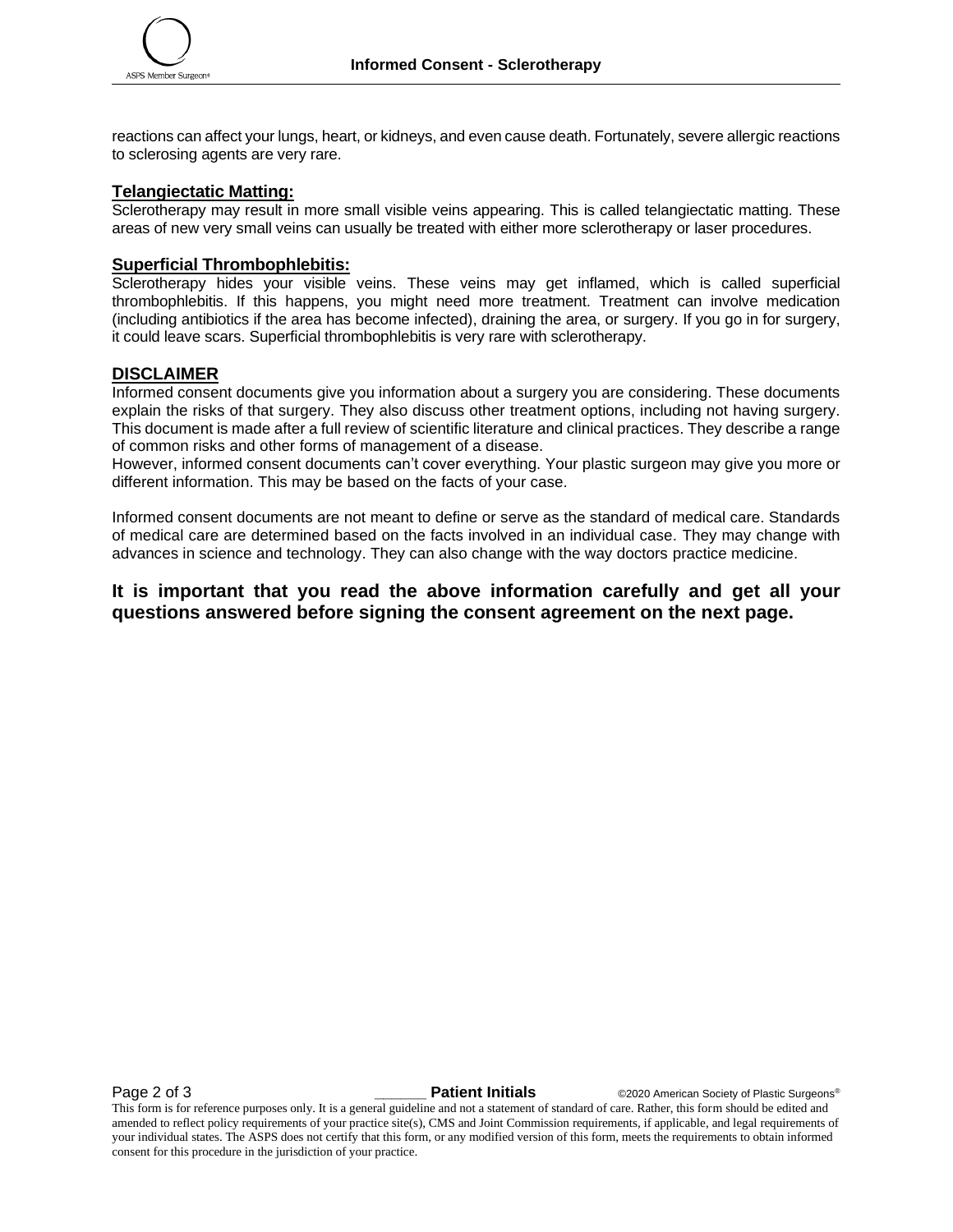reactions can affect your lungs, heart, or kidneys, and even cause death. Fortunately, severe allergic reactions to sclerosing agents are very rare.

## Telangiectatic Matting:

Sclerotherapy may result in more small visible veins appearing. This is called telangiectatic matting. These areas of new very small veins can usually be treated with either more sclerotherapy or laser procedures.

## Superficial Thrombophlebitis:

Sclerotherapy hides your visible veins. These veins may get inflamed, which is called superficial thrombophlebitis. If this happens, you might need more treatment. Treatment can involve medication (including antibiotics if the area has become infected), draining the area, or surgery. If you go in for surgery, it could leave scars. Superficial thrombophlebitis is very rare with sclerotherapy.

## DISCLAIMER

Informed consent documents give you information about a surgery you are considering. These documents explain the risks of that surgery. They also discuss other treatment options, including not having surgery. This document is made after a full review of scientific literature and clinical practices. They describe a range of common risks and other forms of management of a disease.
However, informed consent documents can't cover everything. Your plastic surgeon may give you more or different information. This may be based on the facts of your case.

Informed consent documents are not meant to define or serve as the standard of medical care. Standards of medical care are determined based on the facts involved in an individual case. They may change with advances in science and technology. They can also change with the way doctors practice medicine.

**It is important that you read the above information carefully and get all your questions answered before signing the consent agreement on the next page.**

______ **Patient Initials**

This form is for reference purposes only. It is a general guideline and not a statement of standard of care. Rather, this form should be edited and amended to reflect policy requirements of your practice site(s), CMS and Joint Commission requirements, if applicable, and legal requirements of your individual states. The ASPS does not certify that this form, or any modified version of this form, meets the requirements to obtain informed consent for this procedure in the jurisdiction of your practice.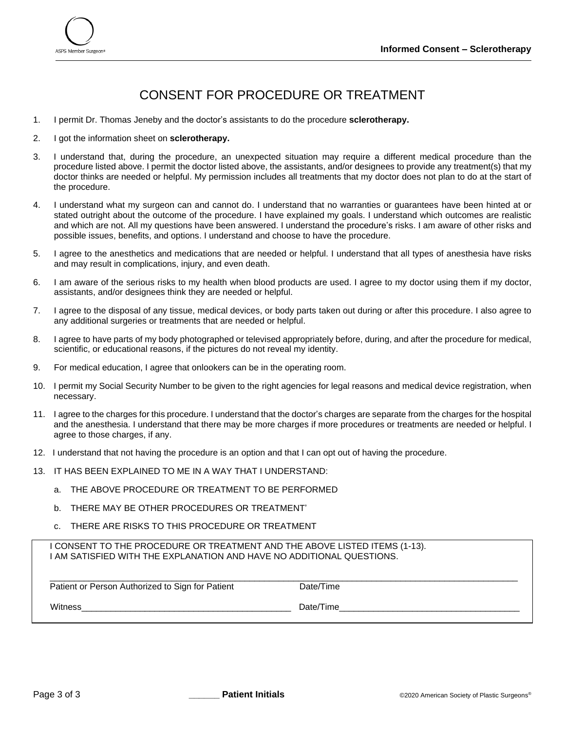# CONSENT FOR PROCEDURE OR TREATMENT

1. I permit Dr. Thomas Jeneby and the doctor's assistants to do the procedure **sclerotherapy.**
2. I got the information sheet on **sclerotherapy.**
3. I understand that, during the procedure, an unexpected situation may require a different medical procedure than the procedure listed above. I permit the doctor listed above, the assistants, and/or designees to provide any treatment(s) that my doctor thinks are needed or helpful. My permission includes all treatments that my doctor does not plan to do at the start of the procedure.
4. I understand what my surgeon can and cannot do. I understand that no warranties or guarantees have been hinted at or stated outright about the outcome of the procedure. I have explained my goals. I understand which outcomes are realistic and which are not. All my questions have been answered. I understand the procedure's risks. I am aware of other risks and possible issues, benefits, and options. I understand and choose to have the procedure.
5. I agree to the anesthetics and medications that are needed or helpful. I understand that all types of anesthesia have risks and may result in complications, injury, and even death.
6. I am aware of the serious risks to my health when blood products are used. I agree to my doctor using them if my doctor, assistants, and/or designees think they are needed or helpful.
7. I agree to the disposal of any tissue, medical devices, or body parts taken out during or after this procedure. I also agree to any additional surgeries or treatments that are needed or helpful.
8. I agree to have parts of my body photographed or televised appropriately before, during, and after the procedure for medical, scientific, or educational reasons, if the pictures do not reveal my identity.
9. For medical education, I agree that onlookers can be in the operating room.
10. I permit my Social Security Number to be given to the right agencies for legal reasons and medical device registration, when necessary.
11. I agree to the charges for this procedure. I understand that the doctor's charges are separate from the charges for the hospital and the anesthesia. I understand that there may be more charges if more procedures or treatments are needed or helpful. I agree to those charges, if any.
12. I understand that not having the procedure is an option and that I can opt out of having the procedure.
13. IT HAS BEEN EXPLAINED TO ME IN A WAY THAT I UNDERSTAND:
    a. THE ABOVE PROCEDURE OR TREATMENT TO BE PERFORMED
    b. THERE MAY BE OTHER PROCEDURES OR TREATMENT'
    c. THERE ARE RISKS TO THIS PROCEDURE OR TREATMENT

I CONSENT TO THE PROCEDURE OR TREATMENT AND THE ABOVE LISTED ITEMS (1-13).
I AM SATISFIED WITH THE EXPLANATION AND HAVE NO ADDITIONAL QUESTIONS.

_______________________________________________________________________________

Patient or Person Authorized to Sign for Patient Date/Time

Witness____________________________________________ Date/Time_____________________________________

______ **Patient Initials**